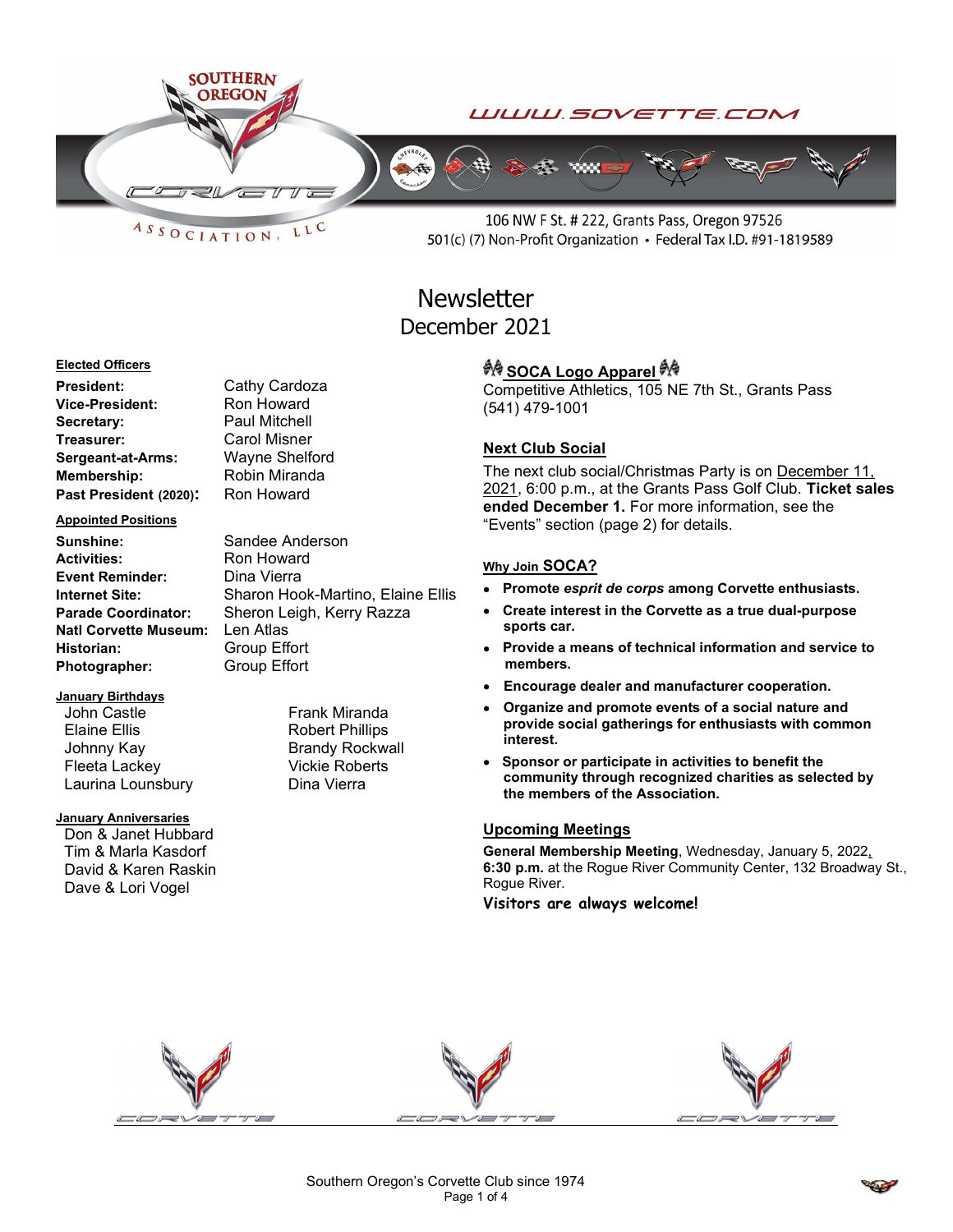SOUTHERN OREGON CORVETTE ASSOCIATION, LLC

WWW.SOVETTE.COM

106 NW F St. # 222, Grants Pass, Oregon 97526
501(c) (7) Non-Profit Organization • Federal Tax I.D. #91-1819589

# Newsletter
## December 2021

**Elected Officers**

| | |
|---|---|
| **President:** | Cathy Cardoza |
| **Vice-President:** | Ron Howard |
| **Secretary:** | Paul Mitchell |
| **Treasurer:** | Carol Misner |
| **Sergeant-at-Arms:** | Wayne Shelford |
| **Membership:** | Robin Miranda |
| **Past President (2020):** | Ron Howard |

**Appointed Positions**

| | |
|---|---|
| **Sunshine:** | Sandee Anderson |
| **Activities:** | Ron Howard |
| **Event Reminder:** | Dina Vierra |
| **Internet Site:** | Sharon Hook-Martino, Elaine Ellis |
| **Parade Coordinator:** | Sheron Leigh, Kerry Razza |
| **Natl Corvette Museum:** | Len Atlas |
| **Historian:** | Group Effort |
| **Photographer:** | Group Effort |

**January Birthdays**

John Castle
Elaine Ellis
Johnny Kay
Fleeta Lackey
Laurina Lounsbury
Frank Miranda
Robert Phillips
Brandy Rockwall
Vickie Roberts
Dina Vierra

**January Anniversaries**

Don & Janet Hubbard
Tim & Marla Kasdorf
David & Karen Raskin
Dave & Lori Vogel

### SOCA Logo Apparel

Competitive Athletics, 105 NE 7th St., Grants Pass
(541) 479-1001

### Next Club Social

The next club social/Christmas Party is on December 11, 2021, 6:00 p.m., at the Grants Pass Golf Club. **Ticket sales ended December 1.** For more information, see the "Events" section (page 2) for details.

### Why Join SOCA?

- **Promote *esprit de corps* among Corvette enthusiasts.**
- **Create interest in the Corvette as a true dual-purpose sports car.**
- **Provide a means of technical information and service to members.**
- **Encourage dealer and manufacturer cooperation.**
- **Organize and promote events of a social nature and provide social gatherings for enthusiasts with common interest.**
- **Sponsor or participate in activities to benefit the community through recognized charities as selected by the members of the Association.**

### Upcoming Meetings

**General Membership Meeting**, Wednesday, January 5, 2022, **6:30 p.m.** at the Rogue River Community Center, 132 Broadway St., Rogue River.

**Visitors are always welcome!**

Southern Oregon's Corvette Club since 1974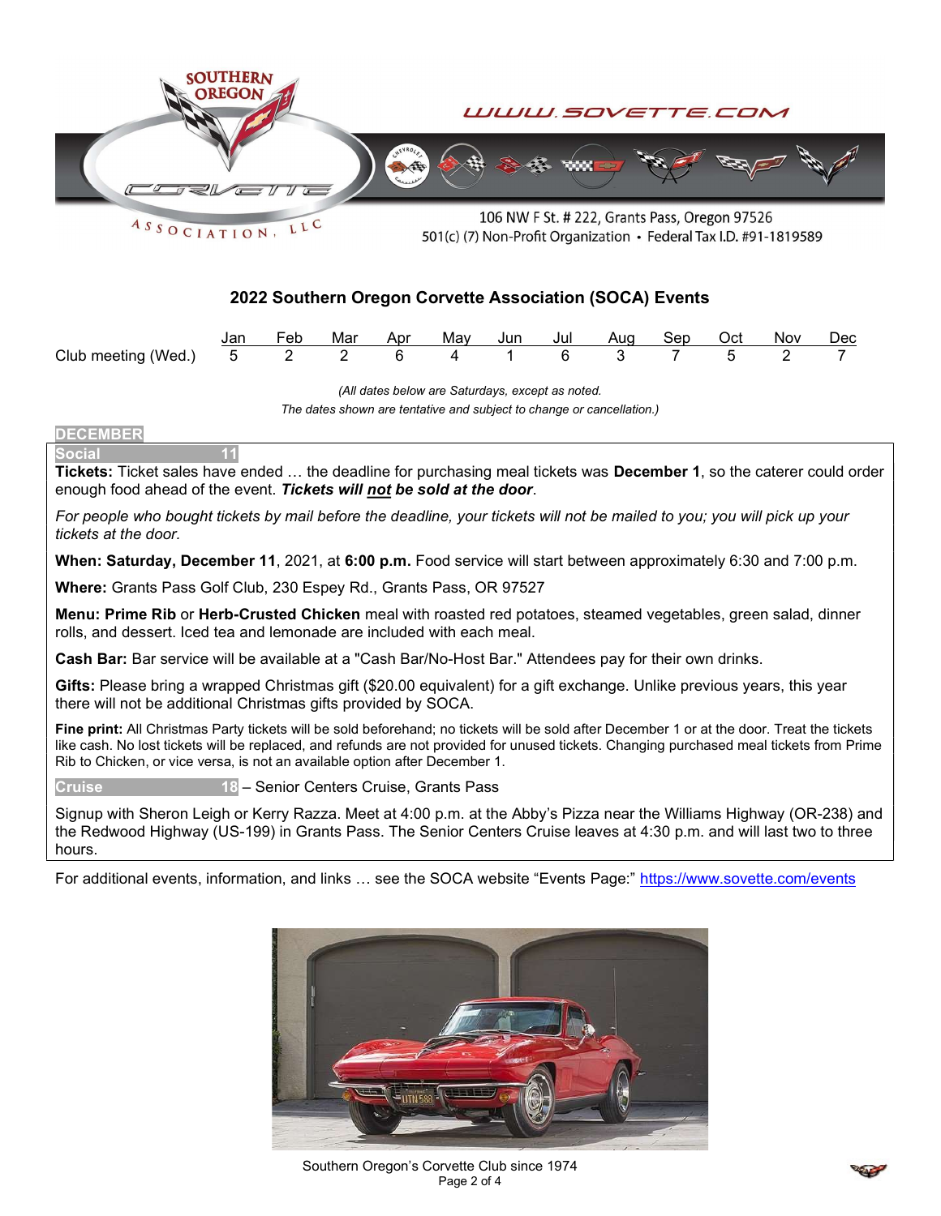SOUTHERN OREGON CORVETTE ASSOCIATION, LLC

WWW.SOVETTE.COM

106 NW F St. # 222, Grants Pass, Oregon 97526
501(c) (7) Non-Profit Organization • Federal Tax I.D. #91-1819589

## 2022 Southern Oregon Corvette Association (SOCA) Events

| | Jan | Feb | Mar | Apr | May | Jun | Jul | Aug | Sep | Oct | Nov | Dec |
|---|---|---|---|---|---|---|---|---|---|---|---|---|
| Club meeting (Wed.) | 5 | 2 | 2 | 6 | 4 | 1 | 6 | 3 | 7 | 5 | 2 | 7 |

*(All dates below are Saturdays, except as noted.*
*The dates shown are tentative and subject to change or cancellation.)*

### DECEMBER

**Social 11**

**Tickets:** Ticket sales have ended … the deadline for purchasing meal tickets was **December 1**, so the caterer could order enough food ahead of the event. ***Tickets will not be sold at the door***.

*For people who bought tickets by mail before the deadline, your tickets will not be mailed to you; you will pick up your tickets at the door.*

**When: Saturday, December 11**, 2021, at **6:00 p.m.** Food service will start between approximately 6:30 and 7:00 p.m.

**Where:** Grants Pass Golf Club, 230 Espey Rd., Grants Pass, OR 97527

**Menu: Prime Rib** or **Herb-Crusted Chicken** meal with roasted red potatoes, steamed vegetables, green salad, dinner rolls, and dessert. Iced tea and lemonade are included with each meal.

**Cash Bar:** Bar service will be available at a "Cash Bar/No-Host Bar." Attendees pay for their own drinks.

**Gifts:** Please bring a wrapped Christmas gift ($20.00 equivalent) for a gift exchange. Unlike previous years, this year there will not be additional Christmas gifts provided by SOCA.

**Fine print:** All Christmas Party tickets will be sold beforehand; no tickets will be sold after December 1 or at the door. Treat the tickets like cash. No lost tickets will be replaced, and refunds are not provided for unused tickets. Changing purchased meal tickets from Prime Rib to Chicken, or vice versa, is not an available option after December 1.

**Cruise 18** – Senior Centers Cruise, Grants Pass

Signup with Sheron Leigh or Kerry Razza. Meet at 4:00 p.m. at the Abby's Pizza near the Williams Highway (OR-238) and the Redwood Highway (US-199) in Grants Pass. The Senior Centers Cruise leaves at 4:30 p.m. and will last two to three hours.

For additional events, information, and links … see the SOCA website "Events Page:" https://www.sovette.com/events

Southern Oregon's Corvette Club since 1974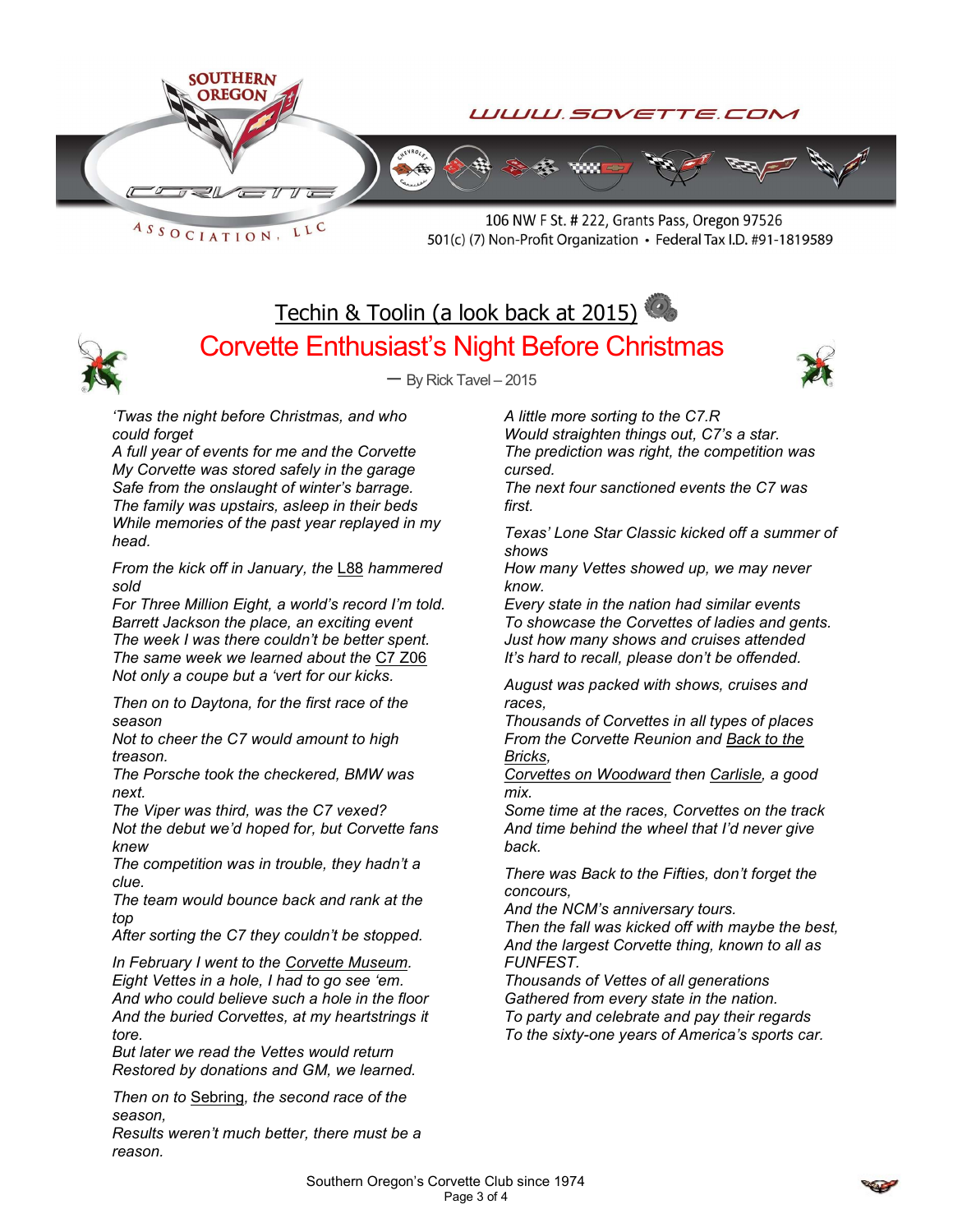SOUTHERN OREGON CORVETTE ASSOCIATION, LLC

WWW.SOVETTE.COM

106 NW F St. # 222, Grants Pass, Oregon 97526
501(c) (7) Non-Profit Organization • Federal Tax I.D. #91-1819589

## Techin & Toolin (a look back at 2015)

# Corvette Enthusiast's Night Before Christmas

— By Rick Tavel – 2015

*'Twas the night before Christmas, and who could forget*
*A full year of events for me and the Corvette*
*My Corvette was stored safely in the garage*
*Safe from the onslaught of winter's barrage.*
*The family was upstairs, asleep in their beds*
*While memories of the past year replayed in my head.*

*From the kick off in January, the* L88 *hammered sold*
*For Three Million Eight, a world's record I'm told.*
*Barrett Jackson the place, an exciting event*
*The week I was there couldn't be better spent.*
*The same week we learned about the* C7 Z06
*Not only a coupe but a 'vert for our kicks.*

*Then on to Daytona, for the first race of the season*
*Not to cheer the C7 would amount to high treason.*
*The Porsche took the checkered, BMW was next.*
*The Viper was third, was the C7 vexed?*
*Not the debut we'd hoped for, but Corvette fans knew*
*The competition was in trouble, they hadn't a clue.*
*The team would bounce back and rank at the top*
*After sorting the C7 they couldn't be stopped.*

*In February I went to the* Corvette Museum*.*
*Eight Vettes in a hole, I had to go see 'em.*
*And who could believe such a hole in the floor*
*And the buried Corvettes, at my heartstrings it tore.*
*But later we read the Vettes would return*
*Restored by donations and GM, we learned.*

*Then on to* Sebring*, the second race of the season,*
*Results weren't much better, there must be a reason.*

*A little more sorting to the C7.R*
*Would straighten things out, C7's a star.*
*The prediction was right, the competition was cursed.*
*The next four sanctioned events the C7 was first.*

*Texas' Lone Star Classic kicked off a summer of shows*
*How many Vettes showed up, we may never know.*
*Every state in the nation had similar events*
*To showcase the Corvettes of ladies and gents.*
*Just how many shows and cruises attended*
*It's hard to recall, please don't be offended.*

*August was packed with shows, cruises and races,*
*Thousands of Corvettes in all types of places*
*From the Corvette Reunion and* Back to the Bricks*,*
Corvettes on Woodward *then* Carlisle*, a good mix.*
*Some time at the races, Corvettes on the track*
*And time behind the wheel that I'd never give back.*

*There was Back to the Fifties, don't forget the concours,*
*And the NCM's anniversary tours.*
*Then the fall was kicked off with maybe the best,*
*And the largest Corvette thing, known to all as FUNFEST.*
*Thousands of Vettes of all generations*
*Gathered from every state in the nation.*
*To party and celebrate and pay their regards*
*To the sixty-one years of America's sports car.*

Southern Oregon's Corvette Club since 1974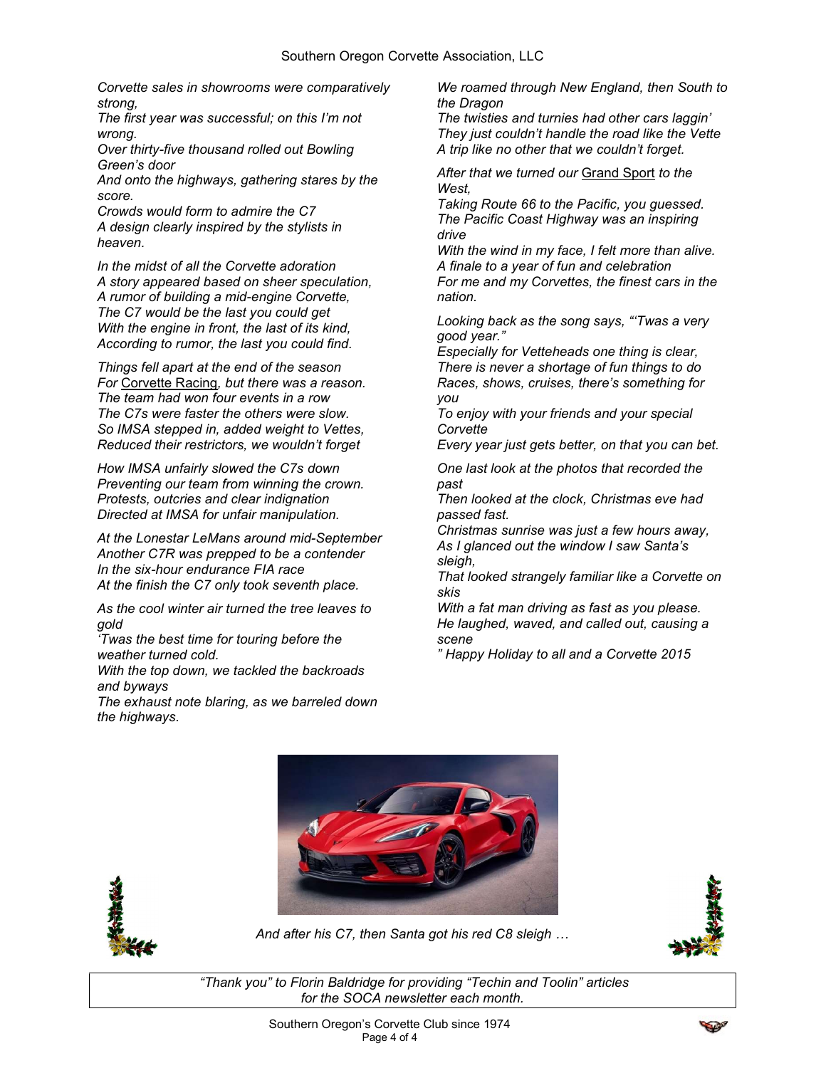*Corvette sales in showrooms were comparatively strong,*
*The first year was successful; on this I'm not wrong.*
*Over thirty-five thousand rolled out Bowling Green's door*
*And onto the highways, gathering stares by the score.*
*Crowds would form to admire the C7*
*A design clearly inspired by the stylists in heaven.*

*In the midst of all the Corvette adoration*
*A story appeared based on sheer speculation,*
*A rumor of building a mid-engine Corvette,*
*The C7 would be the last you could get*
*With the engine in front, the last of its kind,*
*According to rumor, the last you could find.*

*Things fell apart at the end of the season*
*For* Corvette Racing*, but there was a reason.*
*The team had won four events in a row*
*The C7s were faster the others were slow.*
*So IMSA stepped in, added weight to Vettes,*
*Reduced their restrictors, we wouldn't forget*

*How IMSA unfairly slowed the C7s down*
*Preventing our team from winning the crown.*
*Protests, outcries and clear indignation*
*Directed at IMSA for unfair manipulation.*

*At the Lonestar LeMans around mid-September*
*Another C7R was prepped to be a contender*
*In the six-hour endurance FIA race*
*At the finish the C7 only took seventh place.*

*As the cool winter air turned the tree leaves to gold*
*'Twas the best time for touring before the weather turned cold.*
*With the top down, we tackled the backroads and byways*
*The exhaust note blaring, as we barreled down the highways.*

*We roamed through New England, then South to the Dragon*
*The twisties and turnies had other cars laggin'*
*They just couldn't handle the road like the Vette*
*A trip like no other that we couldn't forget.*

*After that we turned our* Grand Sport *to the West,*
*Taking Route 66 to the Pacific, you guessed.*
*The Pacific Coast Highway was an inspiring drive*
*With the wind in my face, I felt more than alive.*
*A finale to a year of fun and celebration*
*For me and my Corvettes, the finest cars in the nation.*

*Looking back as the song says, "'Twas a very good year."*
*Especially for Vetteheads one thing is clear,*
*There is never a shortage of fun things to do*
*Races, shows, cruises, there's something for you*
*To enjoy with your friends and your special Corvette*
*Every year just gets better, on that you can bet.*

*One last look at the photos that recorded the past*
*Then looked at the clock, Christmas eve had passed fast.*
*Christmas sunrise was just a few hours away,*
*As I glanced out the window I saw Santa's sleigh,*
*That looked strangely familiar like a Corvette on skis*
*With a fat man driving as fast as you please.*
*He laughed, waved, and called out, causing a scene*
*" Happy Holiday to all and a Corvette 2015*

*And after his C7, then Santa got his red C8 sleigh …*

*"Thank you" to Florin Baldridge for providing "Techin and Toolin" articles for the SOCA newsletter each month.*

Southern Oregon's Corvette Club since 1974